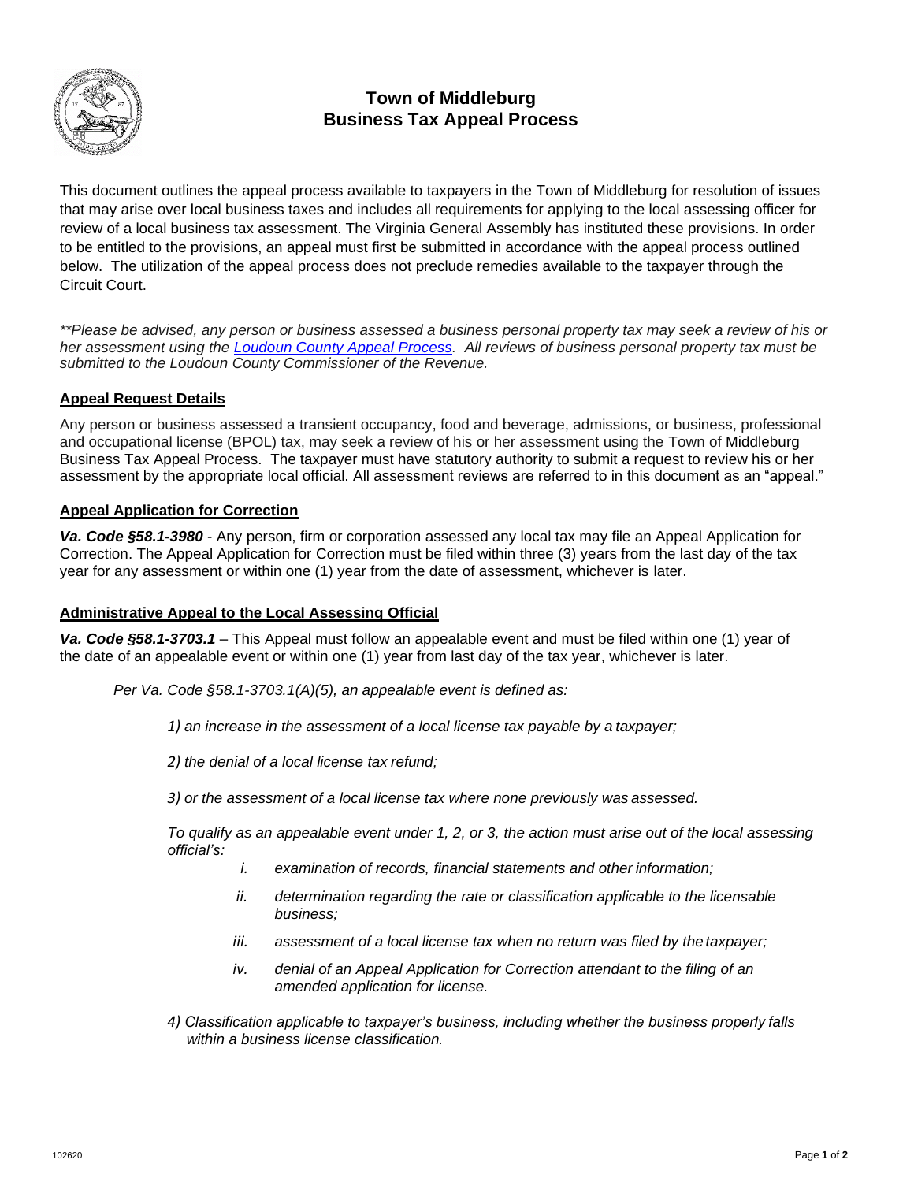# Town of Middleburg
# Business Tax Appeal Process

This document outlines the appeal process available to taxpayers in the Town of Middleburg for resolution of issues that may arise over local business taxes and includes all requirements for applying to the local assessing officer for review of a local business tax assessment. The Virginia General Assembly has instituted these provisions. In order to be entitled to the provisions, an appeal must first be submitted in accordance with the appeal process outlined below. The utilization of the appeal process does not preclude remedies available to the taxpayer through the Circuit Court.

*\*\*Please be advised, any person or business assessed a business personal property tax may seek a review of his or her assessment using the Loudoun County Appeal Process. All reviews of business personal property tax must be submitted to the Loudoun County Commissioner of the Revenue.*

## Appeal Request Details

Any person or business assessed a transient occupancy, food and beverage, admissions, or business, professional and occupational license (BPOL) tax, may seek a review of his or her assessment using the Town of Middleburg Business Tax Appeal Process. The taxpayer must have statutory authority to submit a request to review his or her assessment by the appropriate local official. All assessment reviews are referred to in this document as an "appeal."

## Appeal Application for Correction

***Va. Code §58.1-3980*** - Any person, firm or corporation assessed any local tax may file an Appeal Application for Correction. The Appeal Application for Correction must be filed within three (3) years from the last day of the tax year for any assessment or within one (1) year from the date of assessment, whichever is later.

## Administrative Appeal to the Local Assessing Official

***Va. Code §58.1-3703.1*** – This Appeal must follow an appealable event and must be filed within one (1) year of the date of an appealable event or within one (1) year from last day of the tax year, whichever is later.

*Per Va. Code §58.1-3703.1(A)(5), an appealable event is defined as:*

*1) an increase in the assessment of a local license tax payable by a taxpayer;*

*2) the denial of a local license tax refund;*

*3) or the assessment of a local license tax where none previously was assessed.*

*To qualify as an appealable event under 1, 2, or 3, the action must arise out of the local assessing official's:*

- *i. examination of records, financial statements and other information;*
- *ii. determination regarding the rate or classification applicable to the licensable business;*
- *iii. assessment of a local license tax when no return was filed by the taxpayer;*
- *iv. denial of an Appeal Application for Correction attendant to the filing of an amended application for license.*

*4) Classification applicable to taxpayer's business, including whether the business properly falls within a business license classification.*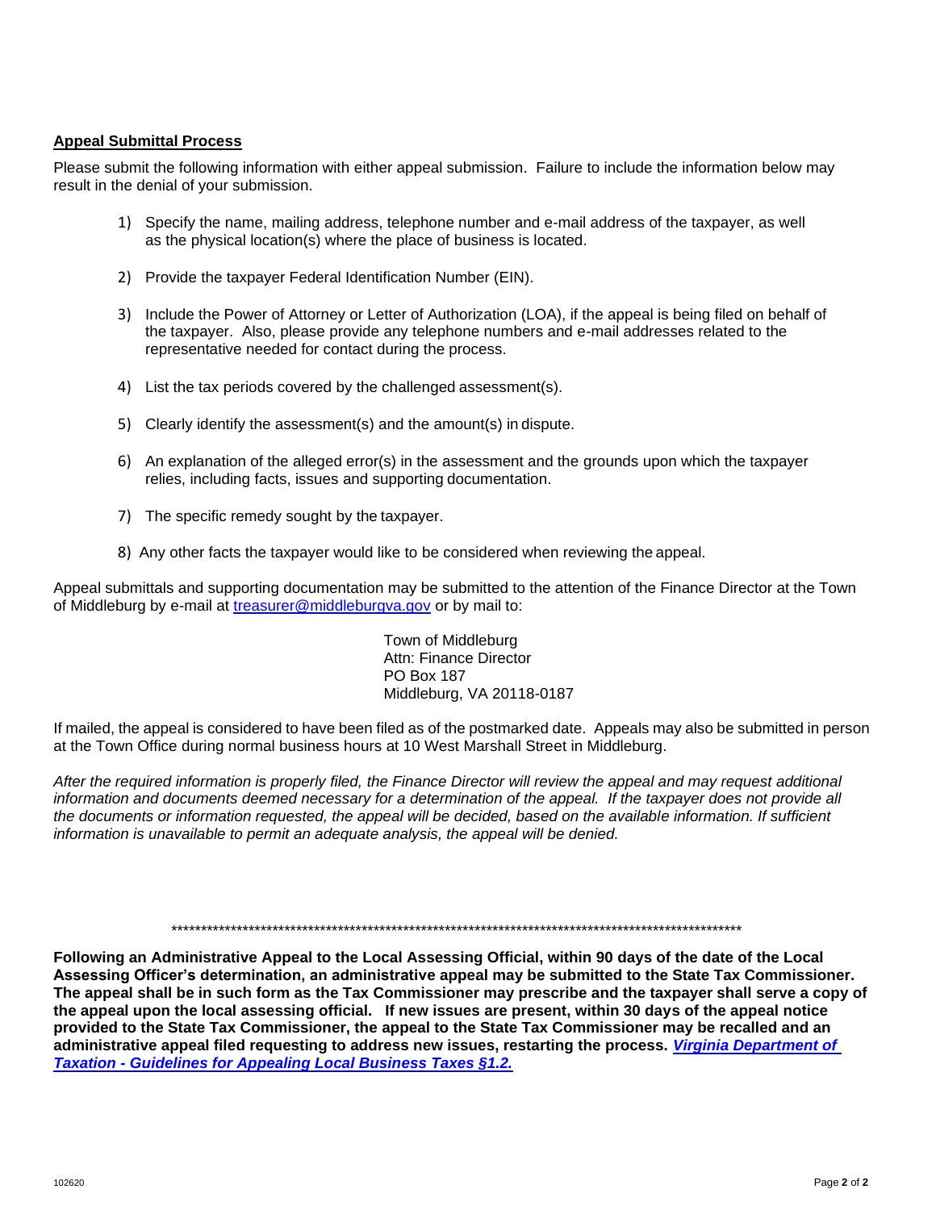**Appeal Submittal Process**

Please submit the following information with either appeal submission. Failure to include the information below may result in the denial of your submission.

1) Specify the name, mailing address, telephone number and e-mail address of the taxpayer, as well as the physical location(s) where the place of business is located.

2) Provide the taxpayer Federal Identification Number (EIN).

3) Include the Power of Attorney or Letter of Authorization (LOA), if the appeal is being filed on behalf of the taxpayer. Also, please provide any telephone numbers and e-mail addresses related to the representative needed for contact during the process.

4) List the tax periods covered by the challenged assessment(s).

5) Clearly identify the assessment(s) and the amount(s) in dispute.

6) An explanation of the alleged error(s) in the assessment and the grounds upon which the taxpayer relies, including facts, issues and supporting documentation.

7) The specific remedy sought by the taxpayer.

8) Any other facts the taxpayer would like to be considered when reviewing the appeal.

Appeal submittals and supporting documentation may be submitted to the attention of the Finance Director at the Town of Middleburg by e-mail at treasurer@middleburgva.gov or by mail to:

Town of Middleburg
Attn: Finance Director
PO Box 187
Middleburg, VA 20118-0187

If mailed, the appeal is considered to have been filed as of the postmarked date. Appeals may also be submitted in person at the Town Office during normal business hours at 10 West Marshall Street in Middleburg.

*After the required information is properly filed, the Finance Director will review the appeal and may request additional information and documents deemed necessary for a determination of the appeal. If the taxpayer does not provide all the documents or information requested, the appeal will be decided, based on the available information. If sufficient information is unavailable to permit an adequate analysis, the appeal will be denied.*

\*\*\*\*\*\*\*\*\*\*\*\*\*\*\*\*\*\*\*\*\*\*\*\*\*\*\*\*\*\*\*\*\*\*\*\*\*\*\*\*\*\*\*\*\*\*\*\*\*\*\*\*\*\*\*\*\*\*\*\*\*\*\*\*\*\*\*\*\*\*\*\*\*\*\*\*\*\*\*\*\*\*\*\*\*\*\*\*\*\*\*\*\*\*\*\*\*\*

**Following an Administrative Appeal to the Local Assessing Official, within 90 days of the date of the Local Assessing Officer's determination, an administrative appeal may be submitted to the State Tax Commissioner. The appeal shall be in such form as the Tax Commissioner may prescribe and the taxpayer shall serve a copy of the appeal upon the local assessing official. If new issues are present, within 30 days of the appeal notice provided to the State Tax Commissioner, the appeal to the State Tax Commissioner may be recalled and an administrative appeal filed requesting to address new issues, restarting the process. *Virginia Department of Taxation - Guidelines for Appealing Local Business Taxes §1.2.***

102620